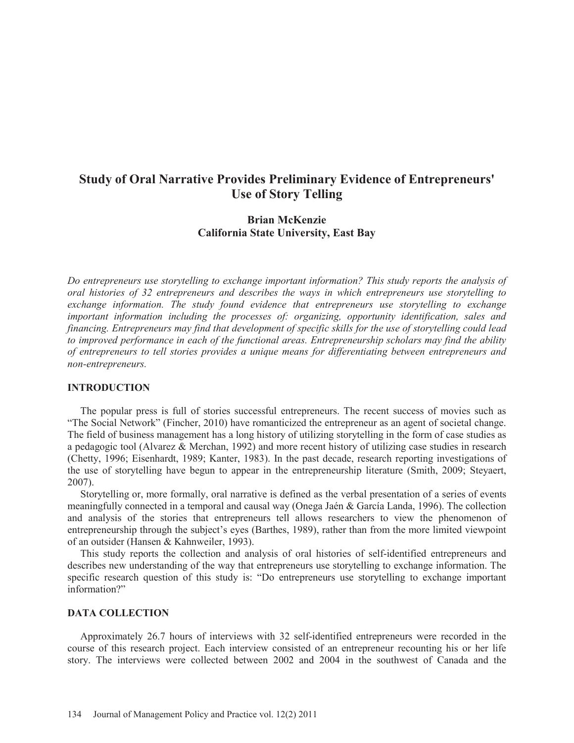# Study of Oral Narrative Provides Preliminary Evidence of Entrepreneurs' Use of Story Telling

**Brian McKenzie**
**California State University, East Bay**

*Do entrepreneurs use storytelling to exchange important information? This study reports the analysis of oral histories of 32 entrepreneurs and describes the ways in which entrepreneurs use storytelling to exchange information. The study found evidence that entrepreneurs use storytelling to exchange important information including the processes of: organizing, opportunity identification, sales and financing. Entrepreneurs may find that development of specific skills for the use of storytelling could lead to improved performance in each of the functional areas. Entrepreneurship scholars may find the ability of entrepreneurs to tell stories provides a unique means for differentiating between entrepreneurs and non-entrepreneurs.*

## INTRODUCTION

The popular press is full of stories successful entrepreneurs. The recent success of movies such as "The Social Network" (Fincher, 2010) have romanticized the entrepreneur as an agent of societal change. The field of business management has a long history of utilizing storytelling in the form of case studies as a pedagogic tool (Alvarez & Merchan, 1992) and more recent history of utilizing case studies in research (Chetty, 1996; Eisenhardt, 1989; Kanter, 1983). In the past decade, research reporting investigations of the use of storytelling have begun to appear in the entrepreneurship literature (Smith, 2009; Steyaert, 2007).

Storytelling or, more formally, oral narrative is defined as the verbal presentation of a series of events meaningfully connected in a temporal and causal way (Onega Jaén & García Landa, 1996). The collection and analysis of the stories that entrepreneurs tell allows researchers to view the phenomenon of entrepreneurship through the subject's eyes (Barthes, 1989), rather than from the more limited viewpoint of an outsider (Hansen & Kahnweiler, 1993).

This study reports the collection and analysis of oral histories of self-identified entrepreneurs and describes new understanding of the way that entrepreneurs use storytelling to exchange information. The specific research question of this study is: "Do entrepreneurs use storytelling to exchange important information?"

## DATA COLLECTION

Approximately 26.7 hours of interviews with 32 self-identified entrepreneurs were recorded in the course of this research project. Each interview consisted of an entrepreneur recounting his or her life story. The interviews were collected between 2002 and 2004 in the southwest of Canada and the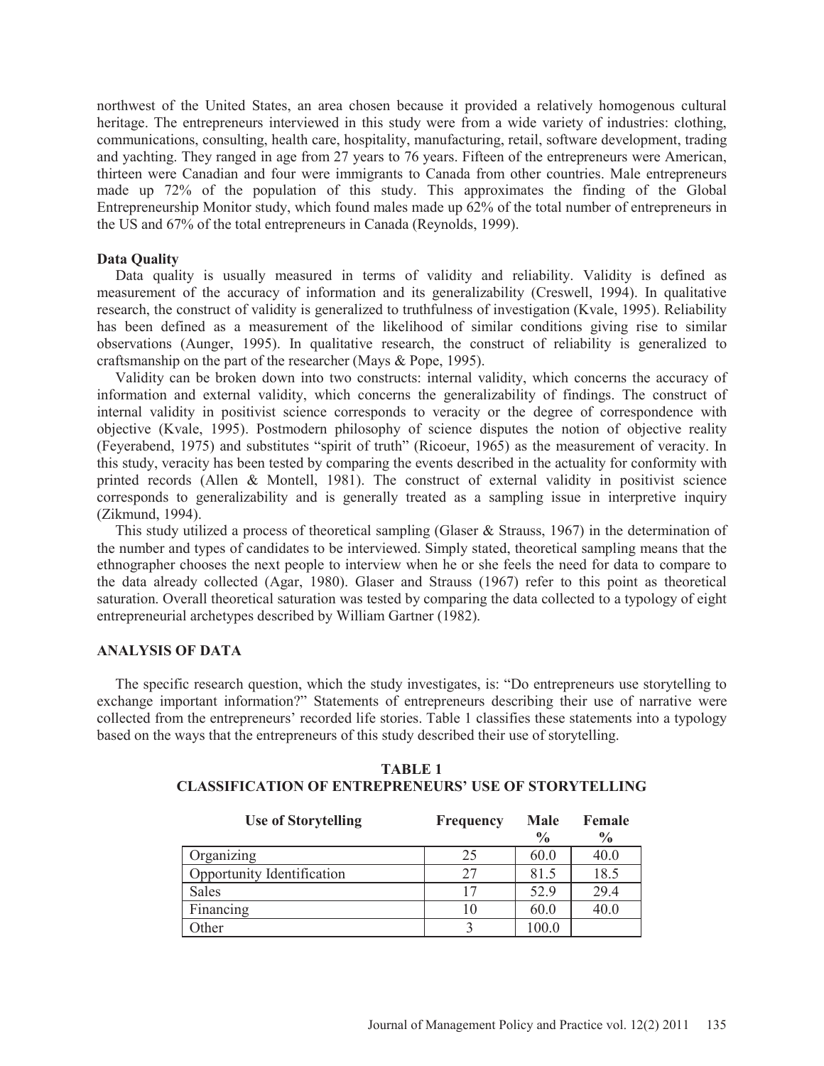northwest of the United States, an area chosen because it provided a relatively homogenous cultural heritage. The entrepreneurs interviewed in this study were from a wide variety of industries: clothing, communications, consulting, health care, hospitality, manufacturing, retail, software development, trading and yachting. They ranged in age from 27 years to 76 years. Fifteen of the entrepreneurs were American, thirteen were Canadian and four were immigrants to Canada from other countries. Male entrepreneurs made up 72% of the population of this study. This approximates the finding of the Global Entrepreneurship Monitor study, which found males made up 62% of the total number of entrepreneurs in the US and 67% of the total entrepreneurs in Canada (Reynolds, 1999).

**Data Quality**

Data quality is usually measured in terms of validity and reliability. Validity is defined as measurement of the accuracy of information and its generalizability (Creswell, 1994). In qualitative research, the construct of validity is generalized to truthfulness of investigation (Kvale, 1995). Reliability has been defined as a measurement of the likelihood of similar conditions giving rise to similar observations (Aunger, 1995). In qualitative research, the construct of reliability is generalized to craftsmanship on the part of the researcher (Mays & Pope, 1995).

Validity can be broken down into two constructs: internal validity, which concerns the accuracy of information and external validity, which concerns the generalizability of findings. The construct of internal validity in positivist science corresponds to veracity or the degree of correspondence with objective (Kvale, 1995). Postmodern philosophy of science disputes the notion of objective reality (Feyerabend, 1975) and substitutes "spirit of truth" (Ricoeur, 1965) as the measurement of veracity. In this study, veracity has been tested by comparing the events described in the actuality for conformity with printed records (Allen & Montell, 1981). The construct of external validity in positivist science corresponds to generalizability and is generally treated as a sampling issue in interpretive inquiry (Zikmund, 1994).

This study utilized a process of theoretical sampling (Glaser & Strauss, 1967) in the determination of the number and types of candidates to be interviewed. Simply stated, theoretical sampling means that the ethnographer chooses the next people to interview when he or she feels the need for data to compare to the data already collected (Agar, 1980). Glaser and Strauss (1967) refer to this point as theoretical saturation. Overall theoretical saturation was tested by comparing the data collected to a typology of eight entrepreneurial archetypes described by William Gartner (1982).

## ANALYSIS OF DATA

The specific research question, which the study investigates, is: "Do entrepreneurs use storytelling to exchange important information?" Statements of entrepreneurs describing their use of narrative were collected from the entrepreneurs' recorded life stories. Table 1 classifies these statements into a typology based on the ways that the entrepreneurs of this study described their use of storytelling.

**TABLE 1**
**CLASSIFICATION OF ENTREPRENEURS' USE OF STORYTELLING**

| Use of Storytelling | Frequency | Male % | Female % |
|---|---|---|---|
| Organizing | 25 | 60.0 | 40.0 |
| Opportunity Identification | 27 | 81.5 | 18.5 |
| Sales | 17 | 52.9 | 29.4 |
| Financing | 10 | 60.0 | 40.0 |
| Other | 3 | 100.0 | |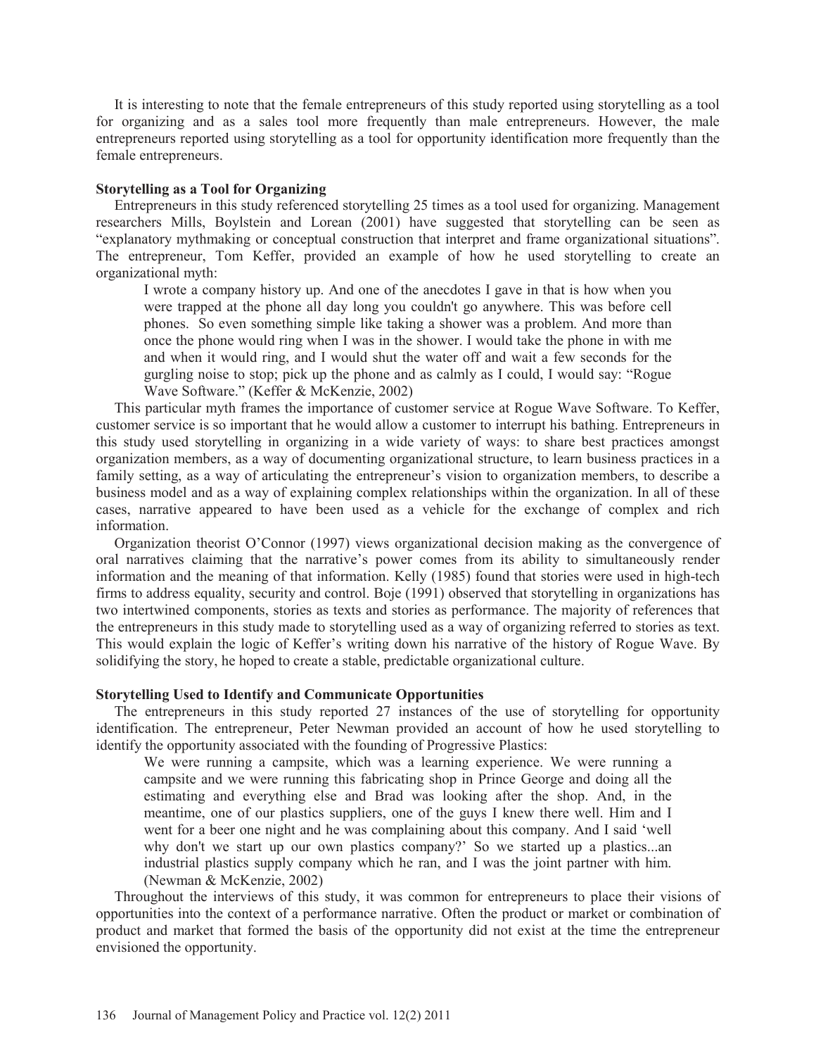It is interesting to note that the female entrepreneurs of this study reported using storytelling as a tool for organizing and as a sales tool more frequently than male entrepreneurs. However, the male entrepreneurs reported using storytelling as a tool for opportunity identification more frequently than the female entrepreneurs.

### Storytelling as a Tool for Organizing

Entrepreneurs in this study referenced storytelling 25 times as a tool used for organizing. Management researchers Mills, Boylstein and Lorean (2001) have suggested that storytelling can be seen as "explanatory mythmaking or conceptual construction that interpret and frame organizational situations". The entrepreneur, Tom Keffer, provided an example of how he used storytelling to create an organizational myth:

> I wrote a company history up. And one of the anecdotes I gave in that is how when you were trapped at the phone all day long you couldn't go anywhere. This was before cell phones. So even something simple like taking a shower was a problem. And more than once the phone would ring when I was in the shower. I would take the phone in with me and when it would ring, and I would shut the water off and wait a few seconds for the gurgling noise to stop; pick up the phone and as calmly as I could, I would say: "Rogue Wave Software." (Keffer & McKenzie, 2002)

This particular myth frames the importance of customer service at Rogue Wave Software. To Keffer, customer service is so important that he would allow a customer to interrupt his bathing. Entrepreneurs in this study used storytelling in organizing in a wide variety of ways: to share best practices amongst organization members, as a way of documenting organizational structure, to learn business practices in a family setting, as a way of articulating the entrepreneur's vision to organization members, to describe a business model and as a way of explaining complex relationships within the organization. In all of these cases, narrative appeared to have been used as a vehicle for the exchange of complex and rich information.

Organization theorist O'Connor (1997) views organizational decision making as the convergence of oral narratives claiming that the narrative's power comes from its ability to simultaneously render information and the meaning of that information. Kelly (1985) found that stories were used in high-tech firms to address equality, security and control. Boje (1991) observed that storytelling in organizations has two intertwined components, stories as texts and stories as performance. The majority of references that the entrepreneurs in this study made to storytelling used as a way of organizing referred to stories as text. This would explain the logic of Keffer's writing down his narrative of the history of Rogue Wave. By solidifying the story, he hoped to create a stable, predictable organizational culture.

### Storytelling Used to Identify and Communicate Opportunities

The entrepreneurs in this study reported 27 instances of the use of storytelling for opportunity identification. The entrepreneur, Peter Newman provided an account of how he used storytelling to identify the opportunity associated with the founding of Progressive Plastics:

> We were running a campsite, which was a learning experience. We were running a campsite and we were running this fabricating shop in Prince George and doing all the estimating and everything else and Brad was looking after the shop. And, in the meantime, one of our plastics suppliers, one of the guys I knew there well. Him and I went for a beer one night and he was complaining about this company. And I said 'well why don't we start up our own plastics company?' So we started up a plastics...an industrial plastics supply company which he ran, and I was the joint partner with him. (Newman & McKenzie, 2002)

Throughout the interviews of this study, it was common for entrepreneurs to place their visions of opportunities into the context of a performance narrative. Often the product or market or combination of product and market that formed the basis of the opportunity did not exist at the time the entrepreneur envisioned the opportunity.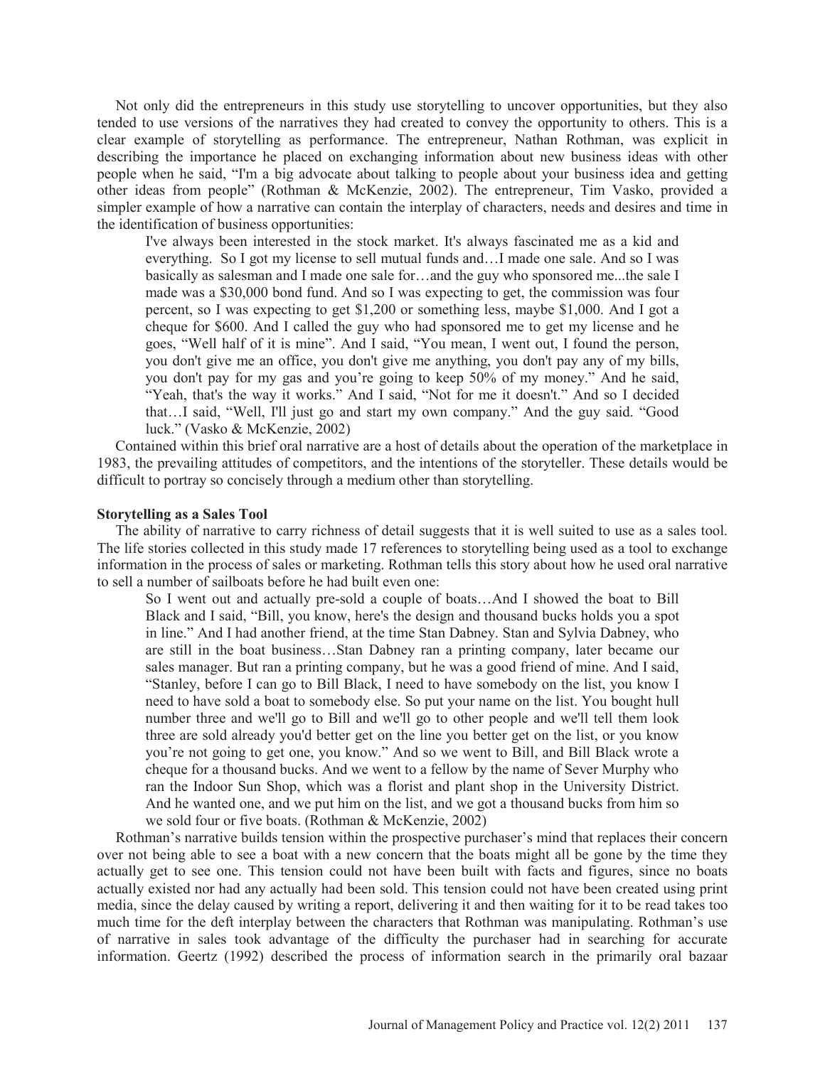Not only did the entrepreneurs in this study use storytelling to uncover opportunities, but they also tended to use versions of the narratives they had created to convey the opportunity to others. This is a clear example of storytelling as performance. The entrepreneur, Nathan Rothman, was explicit in describing the importance he placed on exchanging information about new business ideas with other people when he said, "I'm a big advocate about talking to people about your business idea and getting other ideas from people" (Rothman & McKenzie, 2002). The entrepreneur, Tim Vasko, provided a simpler example of how a narrative can contain the interplay of characters, needs and desires and time in the identification of business opportunities:

> I've always been interested in the stock market. It's always fascinated me as a kid and everything. So I got my license to sell mutual funds and…I made one sale. And so I was basically as salesman and I made one sale for…and the guy who sponsored me...the sale I made was a $30,000 bond fund. And so I was expecting to get, the commission was four percent, so I was expecting to get $1,200 or something less, maybe $1,000. And I got a cheque for $600. And I called the guy who had sponsored me to get my license and he goes, "Well half of it is mine". And I said, "You mean, I went out, I found the person, you don't give me an office, you don't give me anything, you don't pay any of my bills, you don't pay for my gas and you're going to keep 50% of my money." And he said, "Yeah, that's the way it works." And I said, "Not for me it doesn't." And so I decided that…I said, "Well, I'll just go and start my own company." And the guy said. "Good luck." (Vasko & McKenzie, 2002)

Contained within this brief oral narrative are a host of details about the operation of the marketplace in 1983, the prevailing attitudes of competitors, and the intentions of the storyteller. These details would be difficult to portray so concisely through a medium other than storytelling.

**Storytelling as a Sales Tool**

The ability of narrative to carry richness of detail suggests that it is well suited to use as a sales tool. The life stories collected in this study made 17 references to storytelling being used as a tool to exchange information in the process of sales or marketing. Rothman tells this story about how he used oral narrative to sell a number of sailboats before he had built even one:

> So I went out and actually pre-sold a couple of boats…And I showed the boat to Bill Black and I said, "Bill, you know, here's the design and thousand bucks holds you a spot in line." And I had another friend, at the time Stan Dabney. Stan and Sylvia Dabney, who are still in the boat business…Stan Dabney ran a printing company, later became our sales manager. But ran a printing company, but he was a good friend of mine. And I said, "Stanley, before I can go to Bill Black, I need to have somebody on the list, you know I need to have sold a boat to somebody else. So put your name on the list. You bought hull number three and we'll go to Bill and we'll go to other people and we'll tell them look three are sold already you'd better get on the line you better get on the list, or you know you're not going to get one, you know." And so we went to Bill, and Bill Black wrote a cheque for a thousand bucks. And we went to a fellow by the name of Sever Murphy who ran the Indoor Sun Shop, which was a florist and plant shop in the University District. And he wanted one, and we put him on the list, and we got a thousand bucks from him so we sold four or five boats. (Rothman & McKenzie, 2002)

Rothman's narrative builds tension within the prospective purchaser's mind that replaces their concern over not being able to see a boat with a new concern that the boats might all be gone by the time they actually get to see one. This tension could not have been built with facts and figures, since no boats actually existed nor had any actually had been sold. This tension could not have been created using print media, since the delay caused by writing a report, delivering it and then waiting for it to be read takes too much time for the deft interplay between the characters that Rothman was manipulating. Rothman's use of narrative in sales took advantage of the difficulty the purchaser had in searching for accurate information. Geertz (1992) described the process of information search in the primarily oral bazaar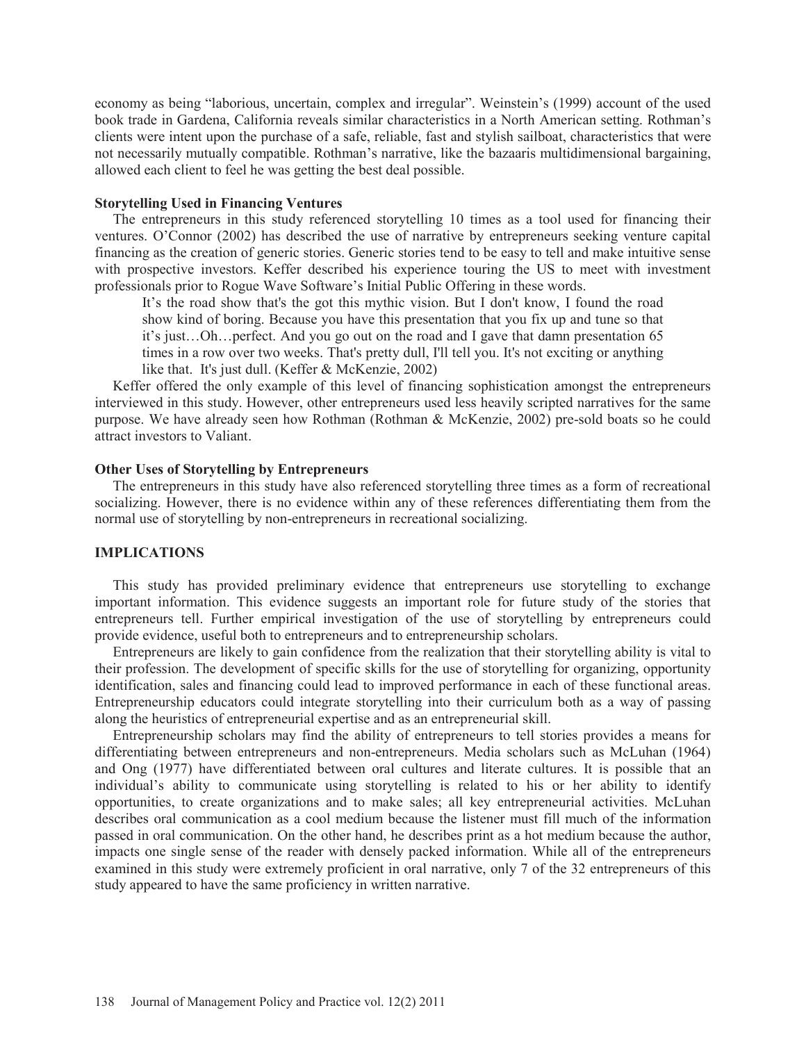economy as being "laborious, uncertain, complex and irregular". Weinstein's (1999) account of the used book trade in Gardena, California reveals similar characteristics in a North American setting. Rothman's clients were intent upon the purchase of a safe, reliable, fast and stylish sailboat, characteristics that were not necessarily mutually compatible. Rothman's narrative, like the bazaaris multidimensional bargaining, allowed each client to feel he was getting the best deal possible.

### Storytelling Used in Financing Ventures

The entrepreneurs in this study referenced storytelling 10 times as a tool used for financing their ventures. O'Connor (2002) has described the use of narrative by entrepreneurs seeking venture capital financing as the creation of generic stories. Generic stories tend to be easy to tell and make intuitive sense with prospective investors. Keffer described his experience touring the US to meet with investment professionals prior to Rogue Wave Software's Initial Public Offering in these words.

> It's the road show that's the got this mythic vision. But I don't know, I found the road show kind of boring. Because you have this presentation that you fix up and tune so that it's just…Oh…perfect. And you go out on the road and I gave that damn presentation 65 times in a row over two weeks. That's pretty dull, I'll tell you. It's not exciting or anything like that. It's just dull. (Keffer & McKenzie, 2002)

Keffer offered the only example of this level of financing sophistication amongst the entrepreneurs interviewed in this study. However, other entrepreneurs used less heavily scripted narratives for the same purpose. We have already seen how Rothman (Rothman & McKenzie, 2002) pre-sold boats so he could attract investors to Valiant.

### Other Uses of Storytelling by Entrepreneurs

The entrepreneurs in this study have also referenced storytelling three times as a form of recreational socializing. However, there is no evidence within any of these references differentiating them from the normal use of storytelling by non-entrepreneurs in recreational socializing.

## IMPLICATIONS

This study has provided preliminary evidence that entrepreneurs use storytelling to exchange important information. This evidence suggests an important role for future study of the stories that entrepreneurs tell. Further empirical investigation of the use of storytelling by entrepreneurs could provide evidence, useful both to entrepreneurs and to entrepreneurship scholars.

Entrepreneurs are likely to gain confidence from the realization that their storytelling ability is vital to their profession. The development of specific skills for the use of storytelling for organizing, opportunity identification, sales and financing could lead to improved performance in each of these functional areas. Entrepreneurship educators could integrate storytelling into their curriculum both as a way of passing along the heuristics of entrepreneurial expertise and as an entrepreneurial skill.

Entrepreneurship scholars may find the ability of entrepreneurs to tell stories provides a means for differentiating between entrepreneurs and non-entrepreneurs. Media scholars such as McLuhan (1964) and Ong (1977) have differentiated between oral cultures and literate cultures. It is possible that an individual's ability to communicate using storytelling is related to his or her ability to identify opportunities, to create organizations and to make sales; all key entrepreneurial activities. McLuhan describes oral communication as a cool medium because the listener must fill much of the information passed in oral communication. On the other hand, he describes print as a hot medium because the author, impacts one single sense of the reader with densely packed information. While all of the entrepreneurs examined in this study were extremely proficient in oral narrative, only 7 of the 32 entrepreneurs of this study appeared to have the same proficiency in written narrative.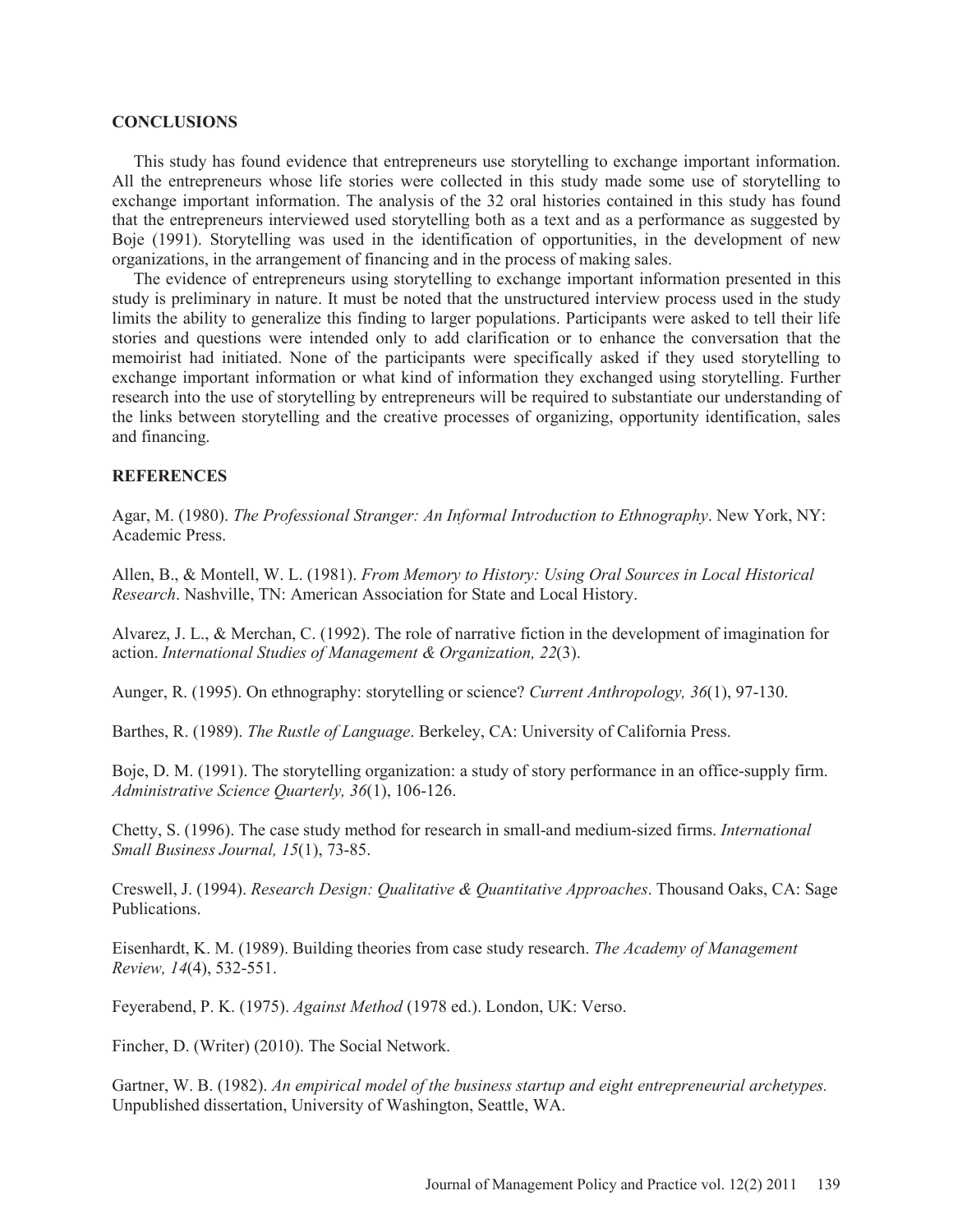## CONCLUSIONS

This study has found evidence that entrepreneurs use storytelling to exchange important information. All the entrepreneurs whose life stories were collected in this study made some use of storytelling to exchange important information. The analysis of the 32 oral histories contained in this study has found that the entrepreneurs interviewed used storytelling both as a text and as a performance as suggested by Boje (1991). Storytelling was used in the identification of opportunities, in the development of new organizations, in the arrangement of financing and in the process of making sales.

The evidence of entrepreneurs using storytelling to exchange important information presented in this study is preliminary in nature. It must be noted that the unstructured interview process used in the study limits the ability to generalize this finding to larger populations. Participants were asked to tell their life stories and questions were intended only to add clarification or to enhance the conversation that the memoirist had initiated. None of the participants were specifically asked if they used storytelling to exchange important information or what kind of information they exchanged using storytelling. Further research into the use of storytelling by entrepreneurs will be required to substantiate our understanding of the links between storytelling and the creative processes of organizing, opportunity identification, sales and financing.

## REFERENCES

Agar, M. (1980). *The Professional Stranger: An Informal Introduction to Ethnography*. New York, NY: Academic Press.

Allen, B., & Montell, W. L. (1981). *From Memory to History: Using Oral Sources in Local Historical Research*. Nashville, TN: American Association for State and Local History.

Alvarez, J. L., & Merchan, C. (1992). The role of narrative fiction in the development of imagination for action. *International Studies of Management & Organization, 22*(3).

Aunger, R. (1995). On ethnography: storytelling or science? *Current Anthropology, 36*(1), 97-130.

Barthes, R. (1989). *The Rustle of Language*. Berkeley, CA: University of California Press.

Boje, D. M. (1991). The storytelling organization: a study of story performance in an office-supply firm. *Administrative Science Quarterly, 36*(1), 106-126.

Chetty, S. (1996). The case study method for research in small-and medium-sized firms. *International Small Business Journal, 15*(1), 73-85.

Creswell, J. (1994). *Research Design: Qualitative & Quantitative Approaches*. Thousand Oaks, CA: Sage Publications.

Eisenhardt, K. M. (1989). Building theories from case study research. *The Academy of Management Review, 14*(4), 532-551.

Feyerabend, P. K. (1975). *Against Method* (1978 ed.). London, UK: Verso.

Fincher, D. (Writer) (2010). The Social Network.

Gartner, W. B. (1982). *An empirical model of the business startup and eight entrepreneurial archetypes.* Unpublished dissertation, University of Washington, Seattle, WA.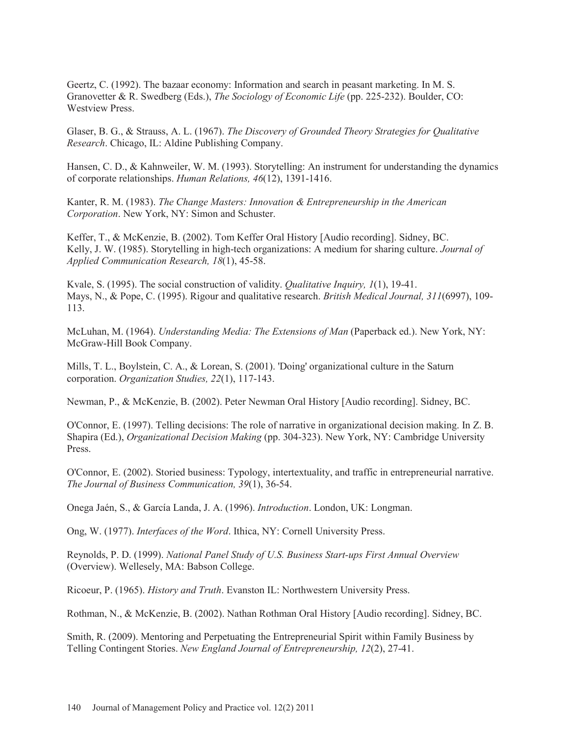Geertz, C. (1992). The bazaar economy: Information and search in peasant marketing. In M. S. Granovetter & R. Swedberg (Eds.), *The Sociology of Economic Life* (pp. 225-232). Boulder, CO: Westview Press.

Glaser, B. G., & Strauss, A. L. (1967). *The Discovery of Grounded Theory Strategies for Qualitative Research*. Chicago, IL: Aldine Publishing Company.

Hansen, C. D., & Kahnweiler, W. M. (1993). Storytelling: An instrument for understanding the dynamics of corporate relationships. *Human Relations, 46*(12), 1391-1416.

Kanter, R. M. (1983). *The Change Masters: Innovation & Entrepreneurship in the American Corporation*. New York, NY: Simon and Schuster.

Keffer, T., & McKenzie, B. (2002). Tom Keffer Oral History [Audio recording]. Sidney, BC.

Kelly, J. W. (1985). Storytelling in high-tech organizations: A medium for sharing culture. *Journal of Applied Communication Research, 18*(1), 45-58.

Kvale, S. (1995). The social construction of validity. *Qualitative Inquiry, 1*(1), 19-41.

Mays, N., & Pope, C. (1995). Rigour and qualitative research. *British Medical Journal, 311*(6997), 109-113.

McLuhan, M. (1964). *Understanding Media: The Extensions of Man* (Paperback ed.). New York, NY: McGraw-Hill Book Company.

Mills, T. L., Boylstein, C. A., & Lorean, S. (2001). 'Doing' organizational culture in the Saturn corporation. *Organization Studies, 22*(1), 117-143.

Newman, P., & McKenzie, B. (2002). Peter Newman Oral History [Audio recording]. Sidney, BC.

O'Connor, E. (1997). Telling decisions: The role of narrative in organizational decision making. In Z. B. Shapira (Ed.), *Organizational Decision Making* (pp. 304-323). New York, NY: Cambridge University Press.

O'Connor, E. (2002). Storied business: Typology, intertextuality, and traffic in entrepreneurial narrative. *The Journal of Business Communication, 39*(1), 36-54.

Onega Jaén, S., & García Landa, J. A. (1996). *Introduction*. London, UK: Longman.

Ong, W. (1977). *Interfaces of the Word*. Ithica, NY: Cornell University Press.

Reynolds, P. D. (1999). *National Panel Study of U.S. Business Start-ups First Annual Overview* (Overview). Wellesely, MA: Babson College.

Ricoeur, P. (1965). *History and Truth*. Evanston IL: Northwestern University Press.

Rothman, N., & McKenzie, B. (2002). Nathan Rothman Oral History [Audio recording]. Sidney, BC.

Smith, R. (2009). Mentoring and Perpetuating the Entrepreneurial Spirit within Family Business by Telling Contingent Stories. *New England Journal of Entrepreneurship, 12*(2), 27-41.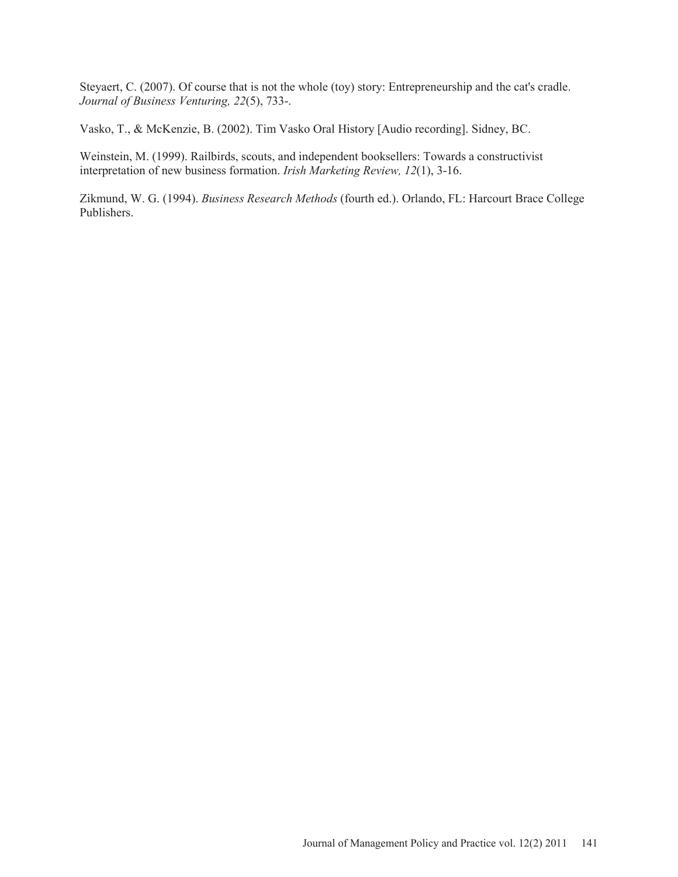Steyaert, C. (2007). Of course that is not the whole (toy) story: Entrepreneurship and the cat's cradle. *Journal of Business Venturing, 22*(5), 733-.

Vasko, T., & McKenzie, B. (2002). Tim Vasko Oral History [Audio recording]. Sidney, BC.

Weinstein, M. (1999). Railbirds, scouts, and independent booksellers: Towards a constructivist interpretation of new business formation. *Irish Marketing Review, 12*(1), 3-16.

Zikmund, W. G. (1994). *Business Research Methods* (fourth ed.). Orlando, FL: Harcourt Brace College Publishers.